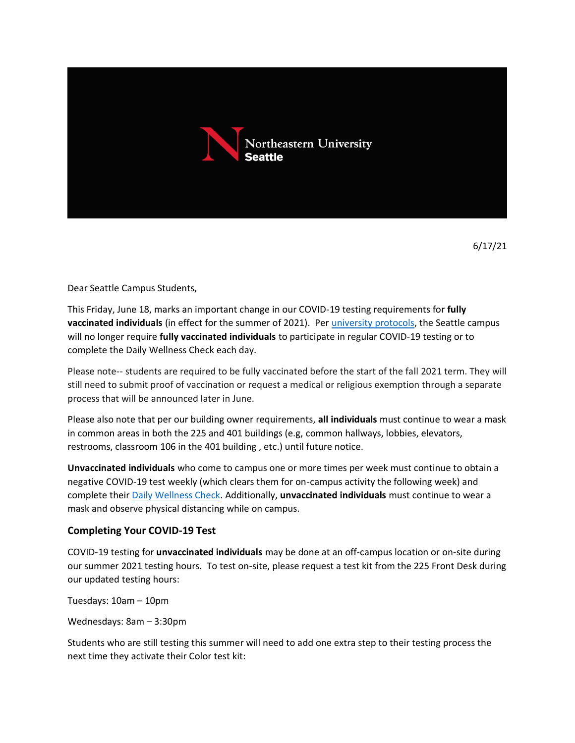Northeastern University
Seattle

6/17/21

Dear Seattle Campus Students,

This Friday, June 18, marks an important change in our COVID-19 testing requirements for **fully vaccinated individuals** (in effect for the summer of 2021). Per [university protocols](), the Seattle campus will no longer require **fully vaccinated individuals** to participate in regular COVID-19 testing or to complete the Daily Wellness Check each day.

Please note-- students are required to be fully vaccinated before the start of the fall 2021 term. They will still need to submit proof of vaccination or request a medical or religious exemption through a separate process that will be announced later in June.

Please also note that per our building owner requirements, **all individuals** must continue to wear a mask in common areas in both the 225 and 401 buildings (e.g, common hallways, lobbies, elevators, restrooms, classroom 106 in the 401 building , etc.) until future notice.

**Unvaccinated individuals** who come to campus one or more times per week must continue to obtain a negative COVID-19 test weekly (which clears them for on-campus activity the following week) and complete their [Daily Wellness Check](). Additionally, **unvaccinated individuals** must continue to wear a mask and observe physical distancing while on campus.

### Completing Your COVID-19 Test

COVID-19 testing for **unvaccinated individuals** may be done at an off-campus location or on-site during our summer 2021 testing hours. To test on-site, please request a test kit from the 225 Front Desk during our updated testing hours:

Tuesdays: 10am – 10pm

Wednesdays: 8am – 3:30pm

Students who are still testing this summer will need to add one extra step to their testing process the next time they activate their Color test kit: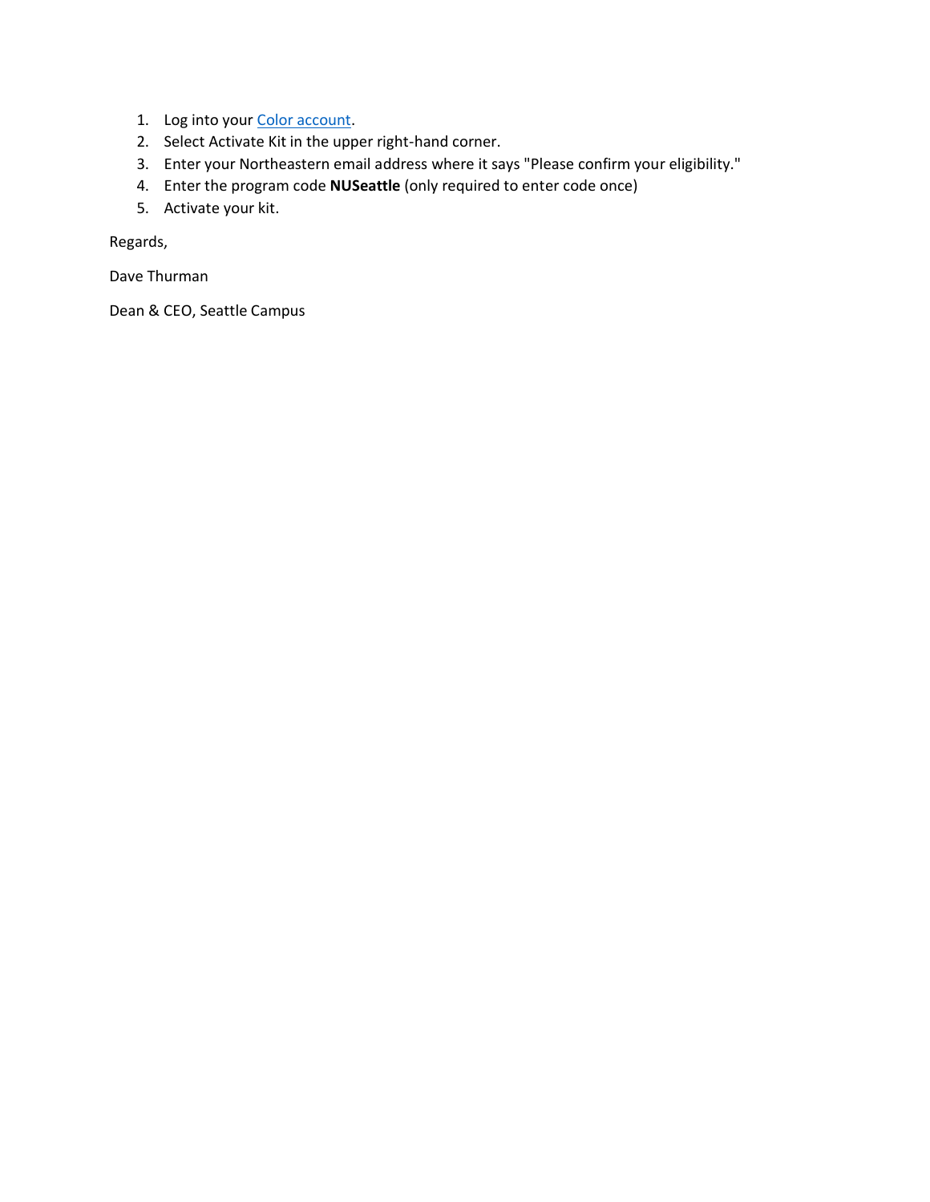1. Log into your [Color account](Color account).
2. Select Activate Kit in the upper right-hand corner.
3. Enter your Northeastern email address where it says "Please confirm your eligibility."
4. Enter the program code **NUSeattle** (only required to enter code once)
5. Activate your kit.

Regards,

Dave Thurman

Dean & CEO, Seattle Campus